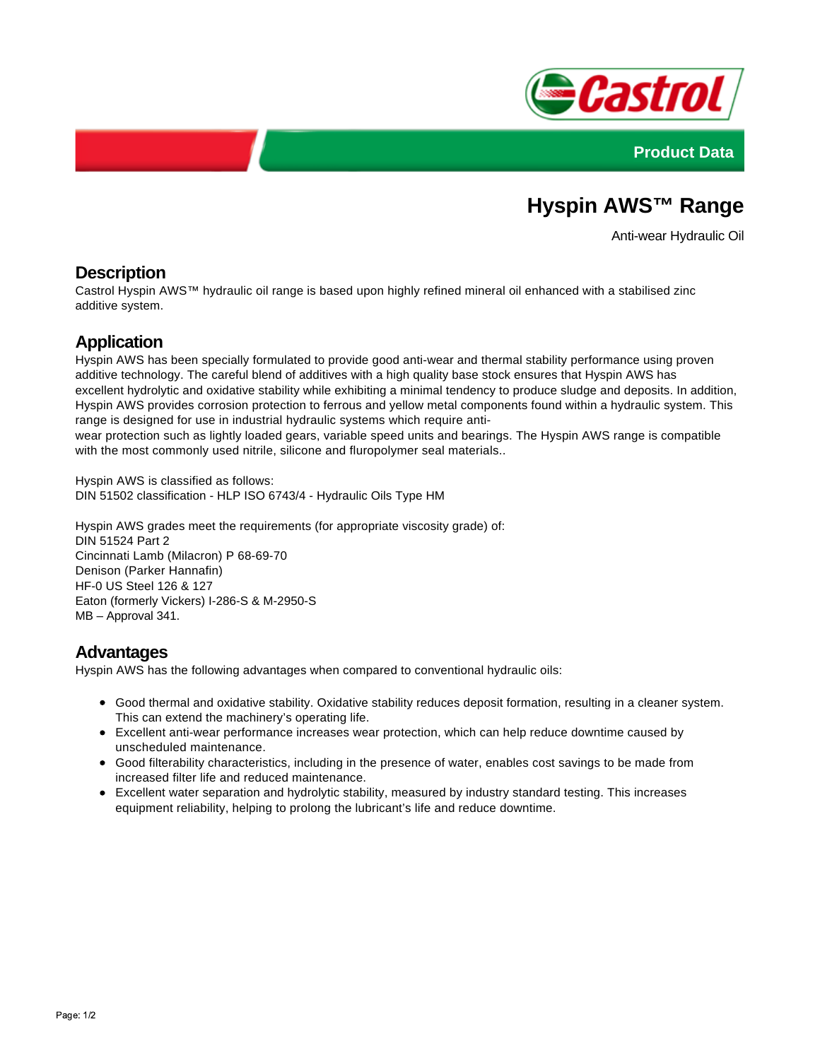Product Data

# Hyspin AWS™ Range

Anti-wear Hydraulic Oil

## Description

Castrol Hyspin AWS™ hydraulic oil range is based upon highly refined mineral oil enhanced with a stabilised zinc additive system.

## Application

Hyspin AWS has been specially formulated to provide good anti-wear and thermal stability performance using proven additive technology. The careful blend of additives with a high quality base stock ensures that Hyspin AWS has excellent hydrolytic and oxidative stability while exhibiting a minimal tendency to produce sludge and deposits. In addition, Hyspin AWS provides corrosion protection to ferrous and yellow metal components found within a hydraulic system. This range is designed for use in industrial hydraulic systems which require anti-
wear protection such as lightly loaded gears, variable speed units and bearings. The Hyspin AWS range is compatible with the most commonly used nitrile, silicone and fluropolymer seal materials..

Hyspin AWS is classified as follows:
DIN 51502 classification - HLP ISO 6743/4 - Hydraulic Oils Type HM

Hyspin AWS grades meet the requirements (for appropriate viscosity grade) of:
DIN 51524 Part 2
Cincinnati Lamb (Milacron) P 68-69-70
Denison (Parker Hannafin)
HF-0 US Steel 126 & 127
Eaton (formerly Vickers) I-286-S & M-2950-S
MB – Approval 341.

## Advantages

Hyspin AWS has the following advantages when compared to conventional hydraulic oils:

- Good thermal and oxidative stability. Oxidative stability reduces deposit formation, resulting in a cleaner system. This can extend the machinery's operating life.
- Excellent anti-wear performance increases wear protection, which can help reduce downtime caused by unscheduled maintenance.
- Good filterability characteristics, including in the presence of water, enables cost savings to be made from increased filter life and reduced maintenance.
- Excellent water separation and hydrolytic stability, measured by industry standard testing. This increases equipment reliability, helping to prolong the lubricant's life and reduce downtime.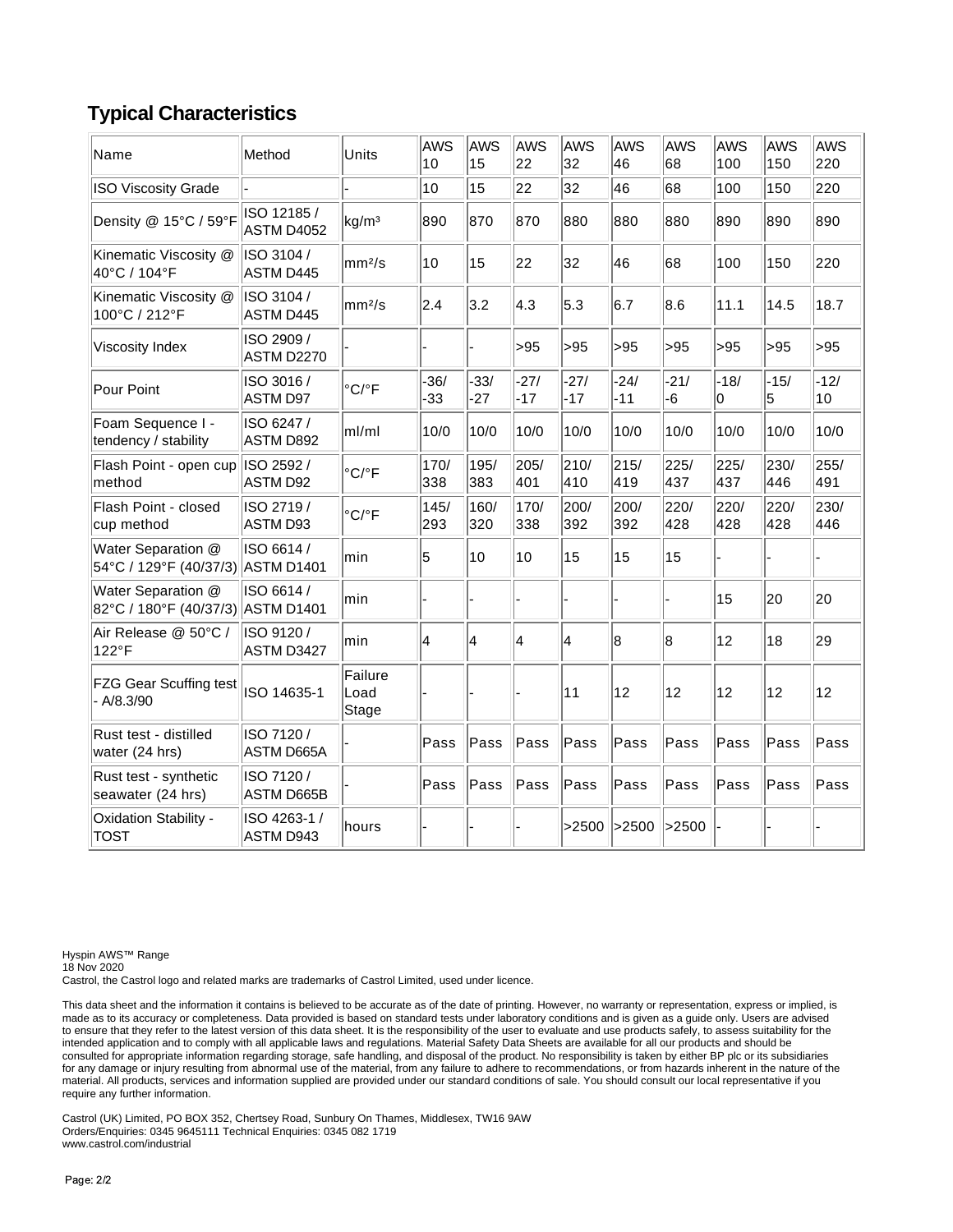## Typical Characteristics

| Name | Method | Units | AWS 10 | AWS 15 | AWS 22 | AWS 32 | AWS 46 | AWS 68 | AWS 100 | AWS 150 | AWS 220 |
|---|---|---|---|---|---|---|---|---|---|---|---|
| ISO Viscosity Grade | - | - | 10 | 15 | 22 | 32 | 46 | 68 | 100 | 150 | 220 |
| Density @ 15°C / 59°F | ISO 12185 / ASTM D4052 | kg/m³ | 890 | 870 | 870 | 880 | 880 | 880 | 890 | 890 | 890 |
| Kinematic Viscosity @ 40°C / 104°F | ISO 3104 / ASTM D445 | mm²/s | 10 | 15 | 22 | 32 | 46 | 68 | 100 | 150 | 220 |
| Kinematic Viscosity @ 100°C / 212°F | ISO 3104 / ASTM D445 | mm²/s | 2.4 | 3.2 | 4.3 | 5.3 | 6.7 | 8.6 | 11.1 | 14.5 | 18.7 |
| Viscosity Index | ISO 2909 / ASTM D2270 | - | - | - | >95 | >95 | >95 | >95 | >95 | >95 | >95 |
| Pour Point | ISO 3016 / ASTM D97 | °C/°F | -36/ -33 | -33/ -27 | -27/ -17 | -27/ -17 | -24/ -11 | -21/ -6 | -18/ 0 | -15/ 5 | -12/ 10 |
| Foam Sequence I - tendency / stability | ISO 6247 / ASTM D892 | ml/ml | 10/0 | 10/0 | 10/0 | 10/0 | 10/0 | 10/0 | 10/0 | 10/0 | 10/0 |
| Flash Point - open cup method | ISO 2592 / ASTM D92 | °C/°F | 170/ 338 | 195/ 383 | 205/ 401 | 210/ 410 | 215/ 419 | 225/ 437 | 225/ 437 | 230/ 446 | 255/ 491 |
| Flash Point - closed cup method | ISO 2719 / ASTM D93 | °C/°F | 145/ 293 | 160/ 320 | 170/ 338 | 200/ 392 | 200/ 392 | 220/ 428 | 220/ 428 | 220/ 428 | 230/ 446 |
| Water Separation @ 54°C / 129°F (40/37/3) | ISO 6614 / ASTM D1401 | min | 5 | 10 | 10 | 15 | 15 | 15 | - | - | - |
| Water Separation @ 82°C / 180°F (40/37/3) | ISO 6614 / ASTM D1401 | min | - | - | - | - | - | - | 15 | 20 | 20 |
| Air Release @ 50°C / 122°F | ISO 9120 / ASTM D3427 | min | 4 | 4 | 4 | 4 | 8 | 8 | 12 | 18 | 29 |
| FZG Gear Scuffing test - A/8.3/90 | ISO 14635-1 | Failure Load Stage | - | - | - | 11 | 12 | 12 | 12 | 12 | 12 |
| Rust test - distilled water (24 hrs) | ISO 7120 / ASTM D665A | - | Pass | Pass | Pass | Pass | Pass | Pass | Pass | Pass | Pass |
| Rust test - synthetic seawater (24 hrs) | ISO 7120 / ASTM D665B | - | Pass | Pass | Pass | Pass | Pass | Pass | Pass | Pass | Pass |
| Oxidation Stability - TOST | ISO 4263-1 / ASTM D943 | hours | - | - | - | >2500 | >2500 | >2500 | - | - | - |

Hyspin AWS™ Range
18 Nov 2020
Castrol, the Castrol logo and related marks are trademarks of Castrol Limited, used under licence.

This data sheet and the information it contains is believed to be accurate as of the date of printing. However, no warranty or representation, express or implied, is made as to its accuracy or completeness. Data provided is based on standard tests under laboratory conditions and is given as a guide only. Users are advised to ensure that they refer to the latest version of this data sheet. It is the responsibility of the user to evaluate and use products safely, to assess suitability for the intended application and to comply with all applicable laws and regulations. Material Safety Data Sheets are available for all our products and should be consulted for appropriate information regarding storage, safe handling, and disposal of the product. No responsibility is taken by either BP plc or its subsidiaries for any damage or injury resulting from abnormal use of the material, from any failure to adhere to recommendations, or from hazards inherent in the nature of the material. All products, services and information supplied are provided under our standard conditions of sale. You should consult our local representative if you require any further information.

Castrol (UK) Limited, PO BOX 352, Chertsey Road, Sunbury On Thames, Middlesex, TW16 9AW
Orders/Enquiries: 0345 9645111 Technical Enquiries: 0345 082 1719
www.castrol.com/industrial